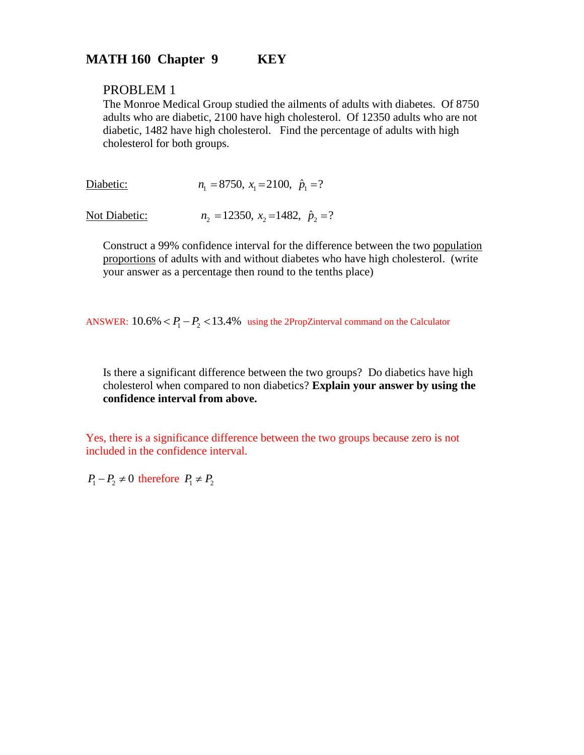# MATH 160 Chapter 9 KEY

## PROBLEM 1

The Monroe Medical Group studied the ailments of adults with diabetes. Of 8750 adults who are diabetic, 2100 have high cholesterol. Of 12350 adults who are not diabetic, 1482 have high cholesterol. Find the percentage of adults with high cholesterol for both groups.

Diabetic: $n_1 = 8750,\ x_1 = 2100,\ \hat{p}_1 = ?$

Not Diabetic: $n_2 = 12350,\ x_2 = 1482,\ \hat{p}_2 = ?$

Construct a 99% confidence interval for the difference between the two population proportions of adults with and without diabetes who have high cholesterol. (write your answer as a percentage then round to the tenths place)

ANSWER: $10.6\% < P_1 - P_2 < 13.4\%$ using the 2PropZinterval command on the Calculator

Is there a significant difference between the two groups? Do diabetics have high cholesterol when compared to non diabetics? **Explain your answer by using the confidence interval from above.**

Yes, there is a significance difference between the two groups because zero is not included in the confidence interval.

$P_1 - P_2 \neq 0$ therefore $P_1 \neq P_2$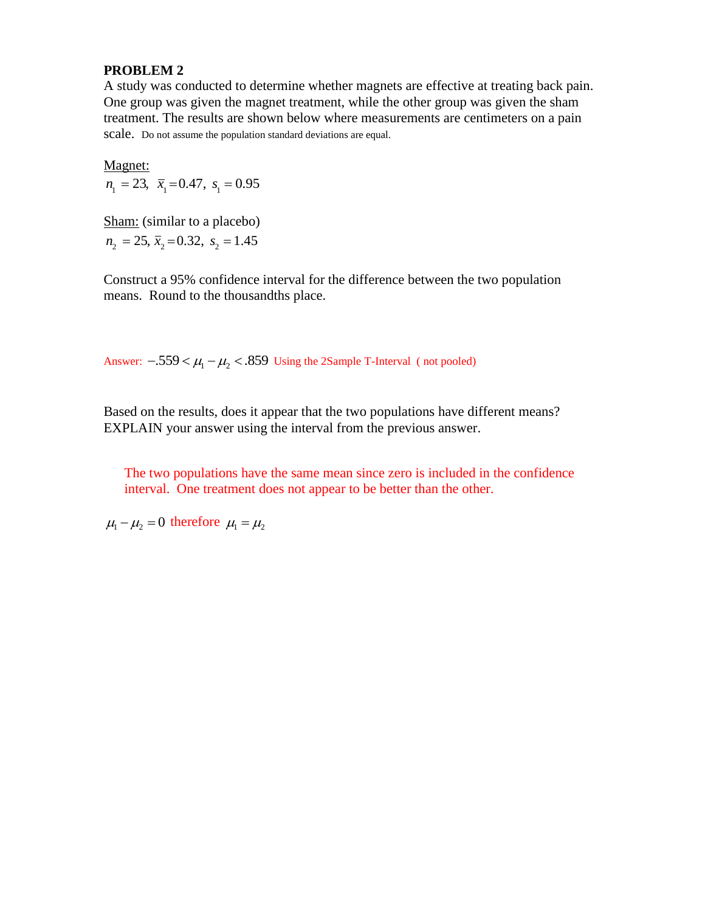**PROBLEM 2**

A study was conducted to determine whether magnets are effective at treating back pain. One group was given the magnet treatment, while the other group was given the sham treatment. The results are shown below where measurements are centimeters on a pain scale. Do not assume the population standard deviations are equal.

Magnet:

$n_1 = 23,\ \bar{x}_1 = 0.47,\ s_1 = 0.95$

Sham: (similar to a placebo)

$n_2 = 25,\ \bar{x}_2 = 0.32,\ s_2 = 1.45$

Construct a 95% confidence interval for the difference between the two population means. Round to the thousandths place.

Answer: $-.559 < \mu_1 - \mu_2 < .859$ Using the 2Sample T-Interval ( not pooled)

Based on the results, does it appear that the two populations have different means? EXPLAIN your answer using the interval from the previous answer.

The two populations have the same mean since zero is included in the confidence interval. One treatment does not appear to be better than the other.

$\mu_1 - \mu_2 = 0$ therefore $\mu_1 = \mu_2$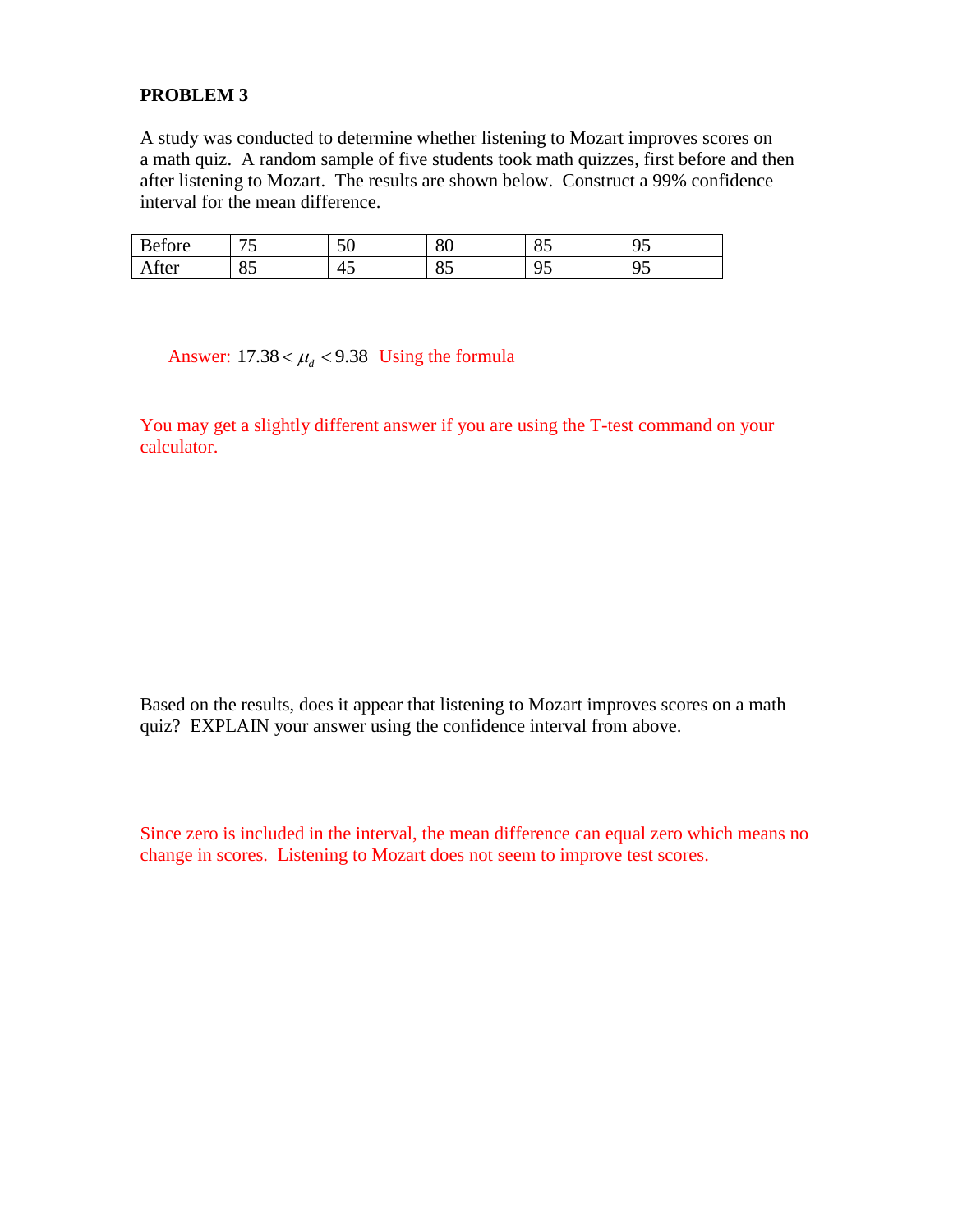**PROBLEM 3**

A study was conducted to determine whether listening to Mozart improves scores on a math quiz. A random sample of five students took math quizzes, first before and then after listening to Mozart. The results are shown below. Construct a 99% confidence interval for the mean difference.

| Before | 75 | 50 | 80 | 85 | 95 |
|---|---|---|---|---|---|
| After | 85 | 45 | 85 | 95 | 95 |

Answer: $17.38 < \mu_d < 9.38$ Using the formula

You may get a slightly different answer if you are using the T-test command on your calculator.

Based on the results, does it appear that listening to Mozart improves scores on a math quiz? EXPLAIN your answer using the confidence interval from above.

Since zero is included in the interval, the mean difference can equal zero which means no change in scores. Listening to Mozart does not seem to improve test scores.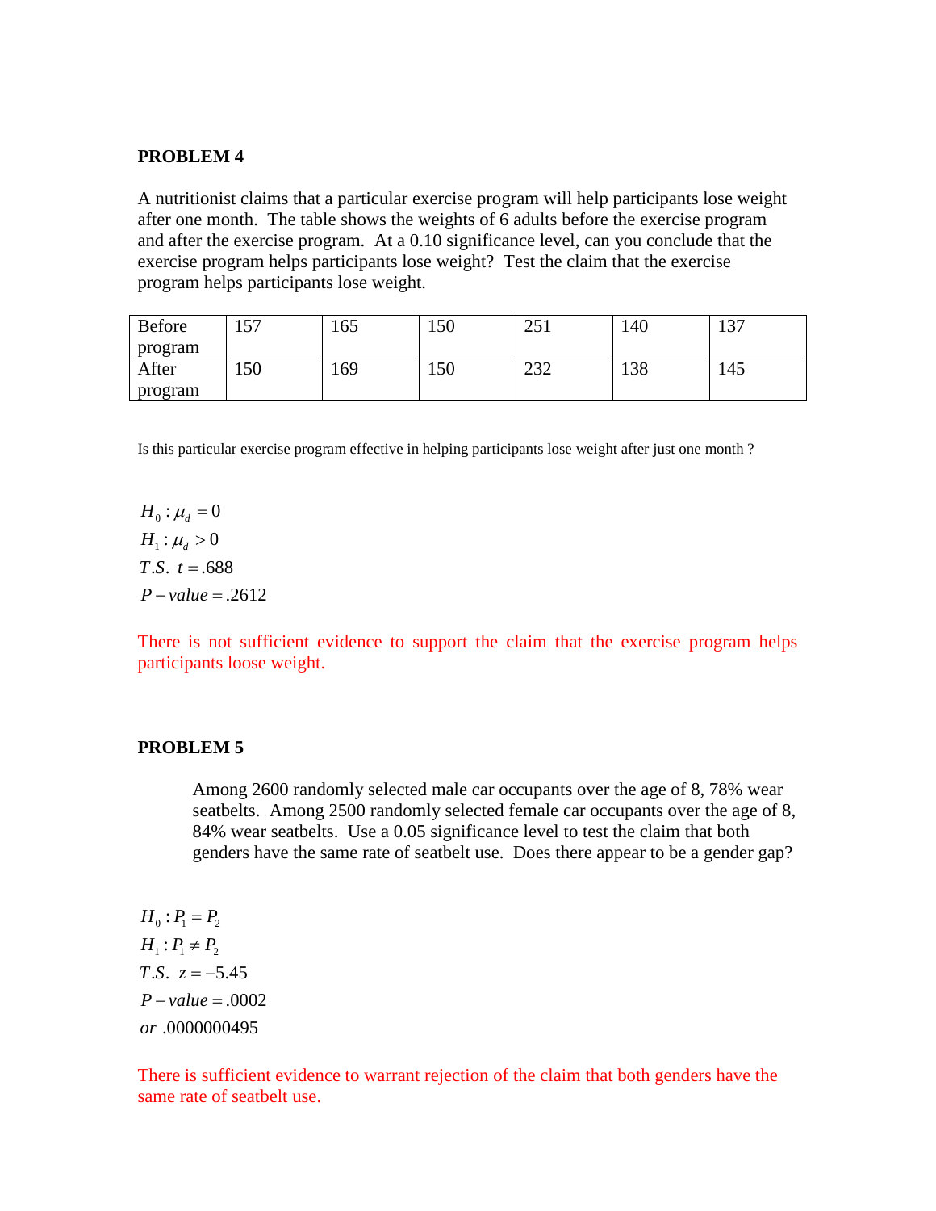**PROBLEM 4**

A nutritionist claims that a particular exercise program will help participants lose weight after one month. The table shows the weights of 6 adults before the exercise program and after the exercise program. At a 0.10 significance level, can you conclude that the exercise program helps participants lose weight? Test the claim that the exercise program helps participants lose weight.

| Before program | 157 | 165 | 150 | 251 | 140 | 137 |
|---|---|---|---|---|---|---|
| After program | 150 | 169 | 150 | 232 | 138 | 145 |

Is this particular exercise program effective in helping participants lose weight after just one month ?

$$H_0: \mu_d = 0$$
$$H_1: \mu_d > 0$$
$$T.S.\ \ t = .688$$
$$P - value = .2612$$

There is not sufficient evidence to support the claim that the exercise program helps participants loose weight.

**PROBLEM 5**

Among 2600 randomly selected male car occupants over the age of 8, 78% wear seatbelts. Among 2500 randomly selected female car occupants over the age of 8, 84% wear seatbelts. Use a 0.05 significance level to test the claim that both genders have the same rate of seatbelt use. Does there appear to be a gender gap?

$$H_0: P_1 = P_2$$
$$H_1: P_1 \neq P_2$$
$$T.S.\ \ z = -5.45$$
$$P - value = .0002$$
$$or\ \ .0000000495$$

There is sufficient evidence to warrant rejection of the claim that both genders have the same rate of seatbelt use.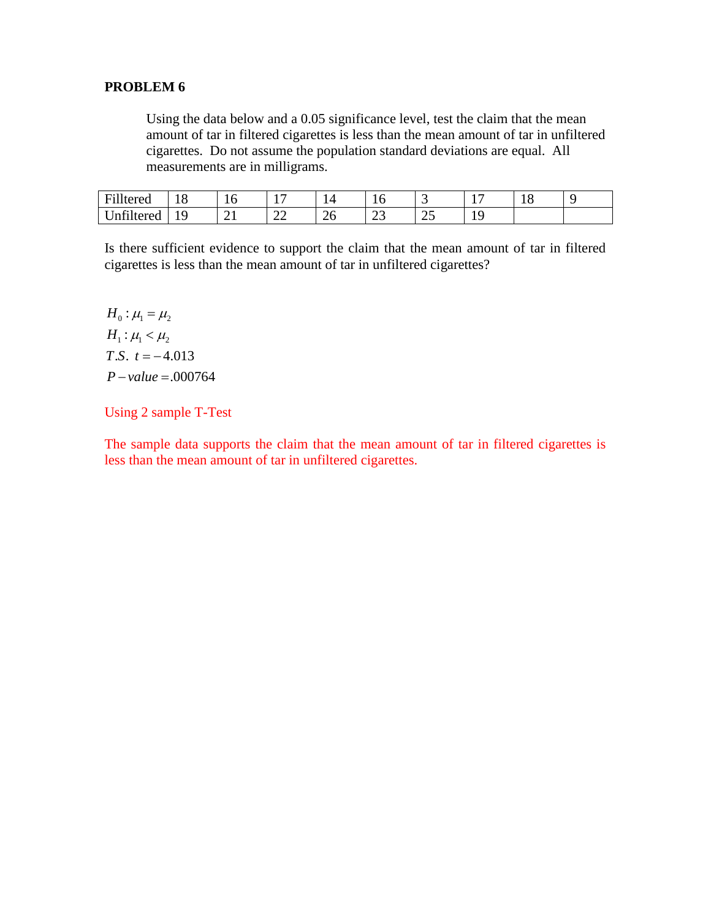**PROBLEM 6**

Using the data below and a 0.05 significance level, test the claim that the mean amount of tar in filtered cigarettes is less than the mean amount of tar in unfiltered cigarettes. Do not assume the population standard deviations are equal. All measurements are in milligrams.

| | | | | | | | | | |
|---|---|---|---|---|---|---|---|---|---|
| Filltered | 18 | 16 | 17 | 14 | 16 | 3 | 17 | 18 | 9 |
| Unfiltered | 19 | 21 | 22 | 26 | 23 | 25 | 19 | | |

Is there sufficient evidence to support the claim that the mean amount of tar in filtered cigarettes is less than the mean amount of tar in unfiltered cigarettes?

$H_0 : \mu_1 = \mu_2$

$H_1 : \mu_1 < \mu_2$

$T.S.\ t = -4.013$

$P - value = .000764$

Using 2 sample T-Test

The sample data supports the claim that the mean amount of tar in filtered cigarettes is less than the mean amount of tar in unfiltered cigarettes.